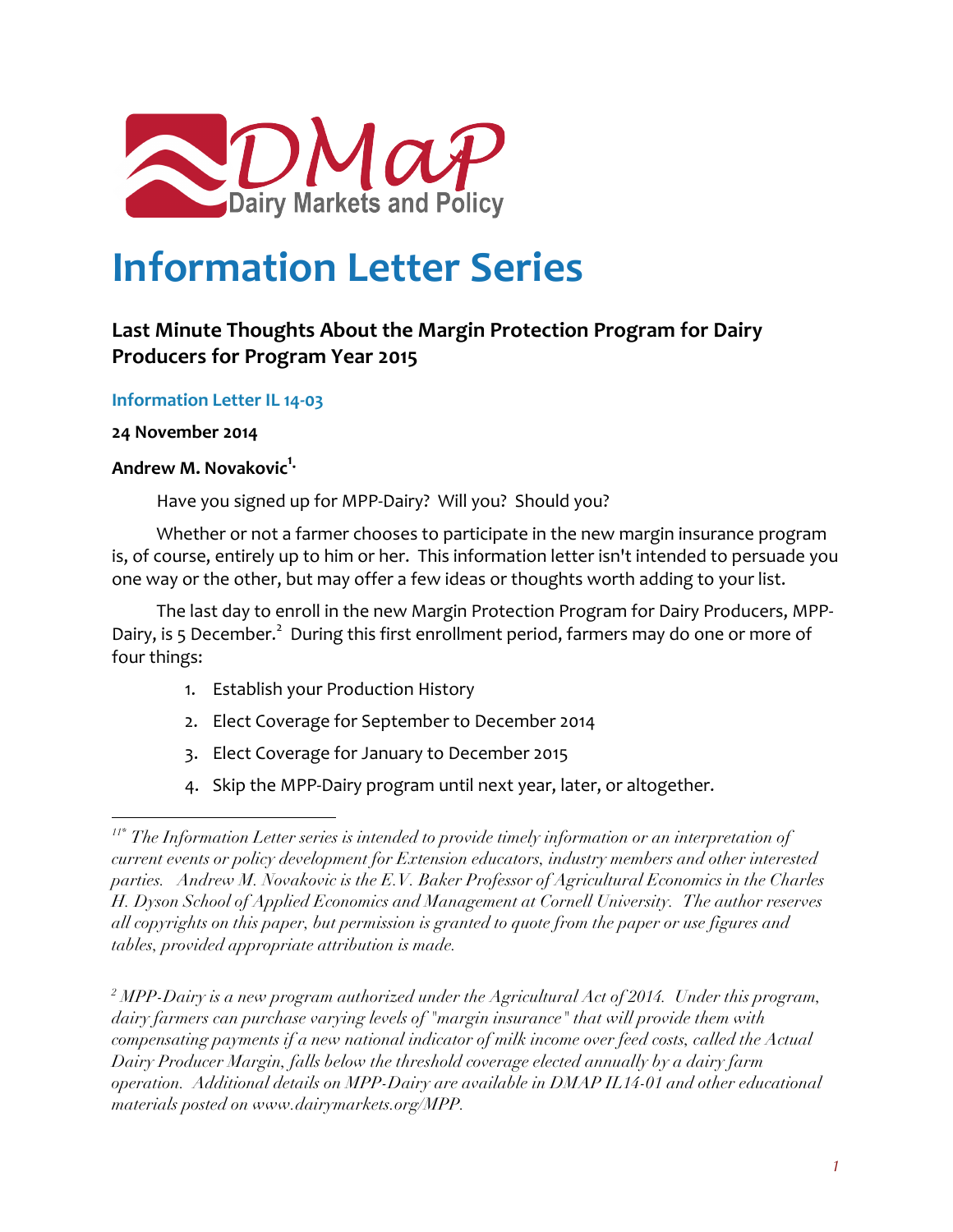DMaP Dairy Markets and Policy

# Information Letter Series

## Last Minute Thoughts About the Margin Protection Program for Dairy Producers for Program Year 2015

### Information Letter IL 14-03

**24 November 2014**

**Andrew M. Novakovic[1].**

Have you signed up for MPP-Dairy? Will you? Should you?

Whether or not a farmer chooses to participate in the new margin insurance program is, of course, entirely up to him or her. This information letter isn't intended to persuade you one way or the other, but may offer a few ideas or thoughts worth adding to your list.

The last day to enroll in the new Margin Protection Program for Dairy Producers, MPP-Dairy, is 5 December.[2] During this first enrollment period, farmers may do one or more of four things:

1. Establish your Production History
2. Elect Coverage for September to December 2014
3. Elect Coverage for January to December 2015
4. Skip the MPP-Dairy program until next year, later, or altogether.

---

[1] *The Information Letter series is intended to provide timely information or an interpretation of current events or policy development for Extension educators, industry members and other interested parties. Andrew M. Novakovic is the E.V. Baker Professor of Agricultural Economics in the Charles H. Dyson School of Applied Economics and Management at Cornell University. The author reserves all copyrights on this paper, but permission is granted to quote from the paper or use figures and tables, provided appropriate attribution is made.*

[2] *MPP-Dairy is a new program authorized under the Agricultural Act of 2014. Under this program, dairy farmers can purchase varying levels of "margin insurance" that will provide them with compensating payments if a new national indicator of milk income over feed costs, called the Actual Dairy Producer Margin, falls below the threshold coverage elected annually by a dairy farm operation. Additional details on MPP-Dairy are available in DMAP IL14-01 and other educational materials posted on www.dairymarkets.org/MPP.*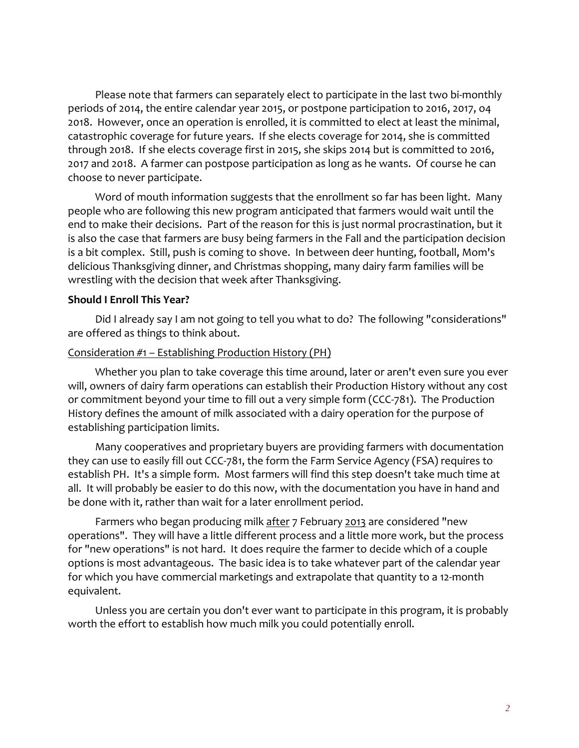Please note that farmers can separately elect to participate in the last two bi-monthly periods of 2014, the entire calendar year 2015, or postpone participation to 2016, 2017, 04 2018. However, once an operation is enrolled, it is committed to elect at least the minimal, catastrophic coverage for future years. If she elects coverage for 2014, she is committed through 2018. If she elects coverage first in 2015, she skips 2014 but is committed to 2016, 2017 and 2018. A farmer can postpose participation as long as he wants. Of course he can choose to never participate.

Word of mouth information suggests that the enrollment so far has been light. Many people who are following this new program anticipated that farmers would wait until the end to make their decisions. Part of the reason for this is just normal procrastination, but it is also the case that farmers are busy being farmers in the Fall and the participation decision is a bit complex. Still, push is coming to shove. In between deer hunting, football, Mom's delicious Thanksgiving dinner, and Christmas shopping, many dairy farm families will be wrestling with the decision that week after Thanksgiving.

**Should I Enroll This Year?**

Did I already say I am not going to tell you what to do? The following "considerations" are offered as things to think about.

<u>Consideration #1 – Establishing Production History (PH)</u>

Whether you plan to take coverage this time around, later or aren't even sure you ever will, owners of dairy farm operations can establish their Production History without any cost or commitment beyond your time to fill out a very simple form (CCC-781). The Production History defines the amount of milk associated with a dairy operation for the purpose of establishing participation limits.

Many cooperatives and proprietary buyers are providing farmers with documentation they can use to easily fill out CCC-781, the form the Farm Service Agency (FSA) requires to establish PH. It's a simple form. Most farmers will find this step doesn't take much time at all. It will probably be easier to do this now, with the documentation you have in hand and be done with it, rather than wait for a later enrollment period.

Farmers who began producing milk <u>after</u> 7 February <u>2013</u> are considered "new operations". They will have a little different process and a little more work, but the process for "new operations" is not hard. It does require the farmer to decide which of a couple options is most advantageous. The basic idea is to take whatever part of the calendar year for which you have commercial marketings and extrapolate that quantity to a 12-month equivalent.

Unless you are certain you don't ever want to participate in this program, it is probably worth the effort to establish how much milk you could potentially enroll.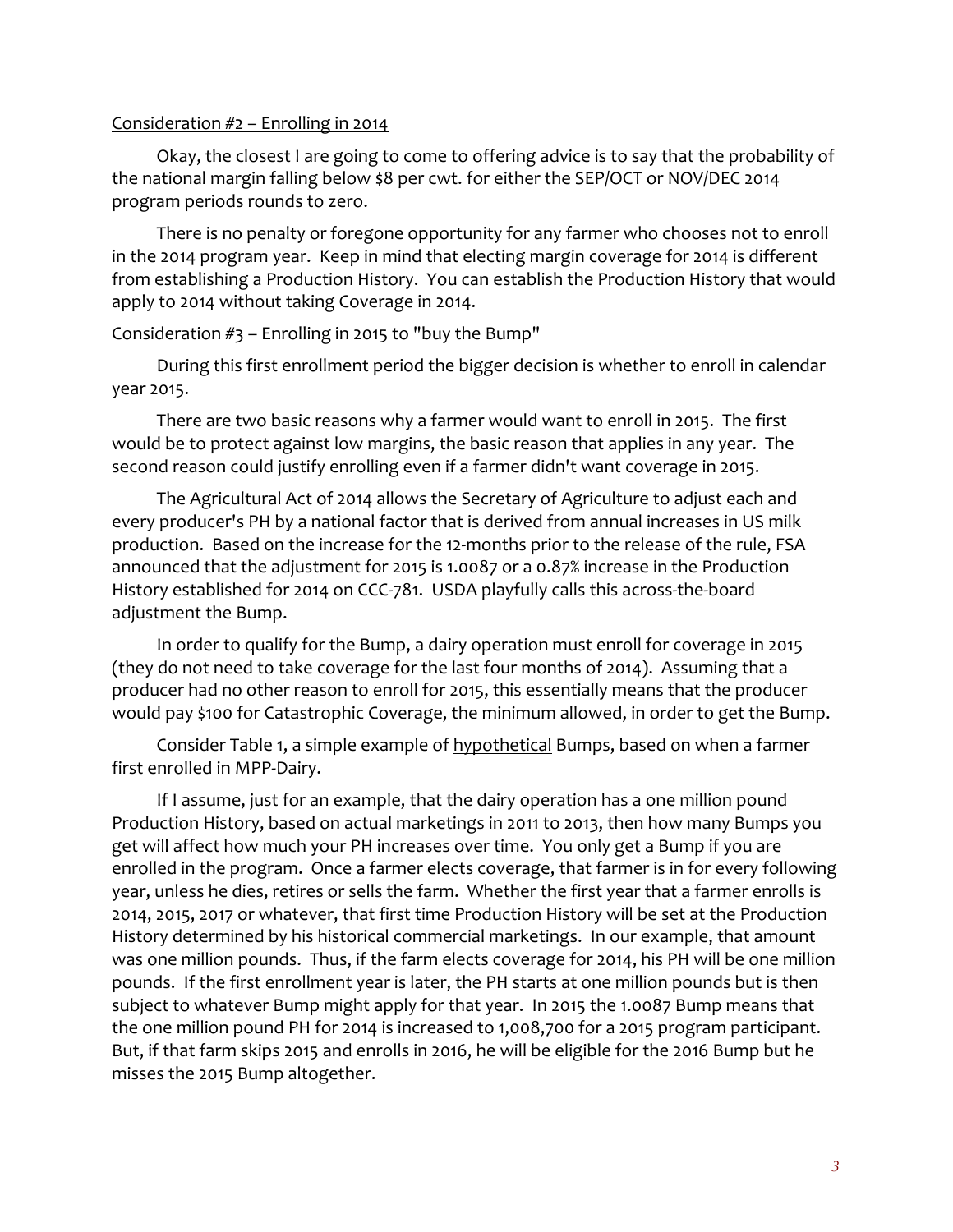Consideration #2 – Enrolling in 2014

Okay, the closest I are going to come to offering advice is to say that the probability of the national margin falling below $8 per cwt. for either the SEP/OCT or NOV/DEC 2014 program periods rounds to zero.

There is no penalty or foregone opportunity for any farmer who chooses not to enroll in the 2014 program year. Keep in mind that electing margin coverage for 2014 is different from establishing a Production History. You can establish the Production History that would apply to 2014 without taking Coverage in 2014.

Consideration #3 – Enrolling in 2015 to "buy the Bump"

During this first enrollment period the bigger decision is whether to enroll in calendar year 2015.

There are two basic reasons why a farmer would want to enroll in 2015. The first would be to protect against low margins, the basic reason that applies in any year. The second reason could justify enrolling even if a farmer didn't want coverage in 2015.

The Agricultural Act of 2014 allows the Secretary of Agriculture to adjust each and every producer's PH by a national factor that is derived from annual increases in US milk production. Based on the increase for the 12-months prior to the release of the rule, FSA announced that the adjustment for 2015 is 1.0087 or a 0.87% increase in the Production History established for 2014 on CCC-781. USDA playfully calls this across-the-board adjustment the Bump.

In order to qualify for the Bump, a dairy operation must enroll for coverage in 2015 (they do not need to take coverage for the last four months of 2014). Assuming that a producer had no other reason to enroll for 2015, this essentially means that the producer would pay $100 for Catastrophic Coverage, the minimum allowed, in order to get the Bump.

Consider Table 1, a simple example of hypothetical Bumps, based on when a farmer first enrolled in MPP-Dairy.

If I assume, just for an example, that the dairy operation has a one million pound Production History, based on actual marketings in 2011 to 2013, then how many Bumps you get will affect how much your PH increases over time. You only get a Bump if you are enrolled in the program. Once a farmer elects coverage, that farmer is in for every following year, unless he dies, retires or sells the farm. Whether the first year that a farmer enrolls is 2014, 2015, 2017 or whatever, that first time Production History will be set at the Production History determined by his historical commercial marketings. In our example, that amount was one million pounds. Thus, if the farm elects coverage for 2014, his PH will be one million pounds. If the first enrollment year is later, the PH starts at one million pounds but is then subject to whatever Bump might apply for that year. In 2015 the 1.0087 Bump means that the one million pound PH for 2014 is increased to 1,008,700 for a 2015 program participant. But, if that farm skips 2015 and enrolls in 2016, he will be eligible for the 2016 Bump but he misses the 2015 Bump altogether.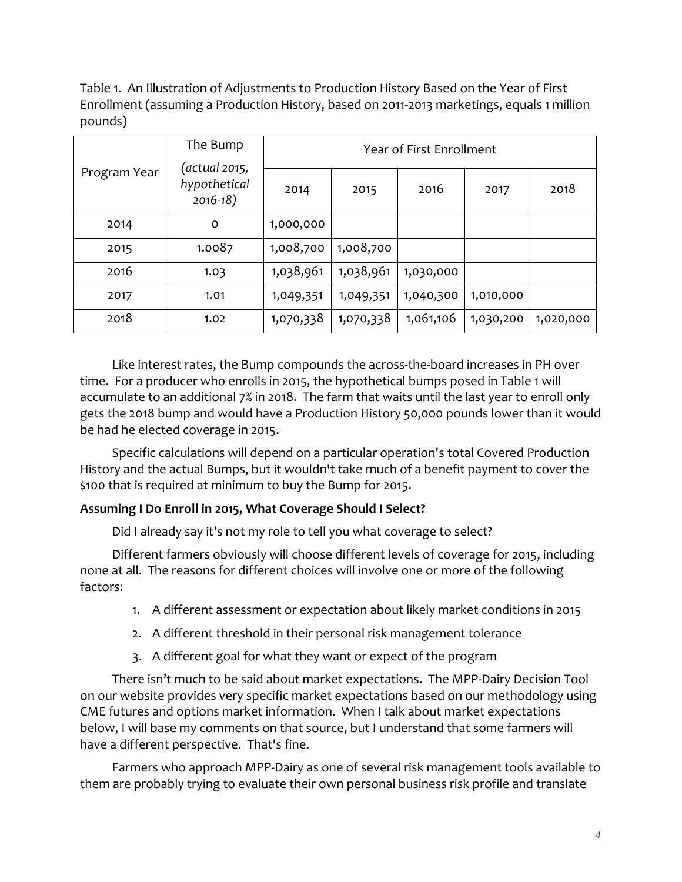Table 1. An Illustration of Adjustments to Production History Based on the Year of First Enrollment (assuming a Production History, based on 2011-2013 marketings, equals 1 million pounds)

| Program Year | The Bump *(actual 2015, hypothetical 2016-18)* | Year of First Enrollment | | | | |
|---|---|---|---|---|---|---|
| | | 2014 | 2015 | 2016 | 2017 | 2018 |
| 2014 | 0 | 1,000,000 | | | | |
| 2015 | 1.0087 | 1,008,700 | 1,008,700 | | | |
| 2016 | 1.03 | 1,038,961 | 1,038,961 | 1,030,000 | | |
| 2017 | 1.01 | 1,049,351 | 1,049,351 | 1,040,300 | 1,010,000 | |
| 2018 | 1.02 | 1,070,338 | 1,070,338 | 1,061,106 | 1,030,200 | 1,020,000 |

Like interest rates, the Bump compounds the across-the-board increases in PH over time. For a producer who enrolls in 2015, the hypothetical bumps posed in Table 1 will accumulate to an additional 7% in 2018. The farm that waits until the last year to enroll only gets the 2018 bump and would have a Production History 50,000 pounds lower than it would be had he elected coverage in 2015.

Specific calculations will depend on a particular operation's total Covered Production History and the actual Bumps, but it wouldn't take much of a benefit payment to cover the $100 that is required at minimum to buy the Bump for 2015.

**Assuming I Do Enroll in 2015, What Coverage Should I Select?**

Did I already say it's not my role to tell you what coverage to select?

Different farmers obviously will choose different levels of coverage for 2015, including none at all. The reasons for different choices will involve one or more of the following factors:

1. A different assessment or expectation about likely market conditions in 2015
2. A different threshold in their personal risk management tolerance
3. A different goal for what they want or expect of the program

There isn't much to be said about market expectations. The MPP-Dairy Decision Tool on our website provides very specific market expectations based on our methodology using CME futures and options market information. When I talk about market expectations below, I will base my comments on that source, but I understand that some farmers will have a different perspective. That's fine.

Farmers who approach MPP-Dairy as one of several risk management tools available to them are probably trying to evaluate their own personal business risk profile and translate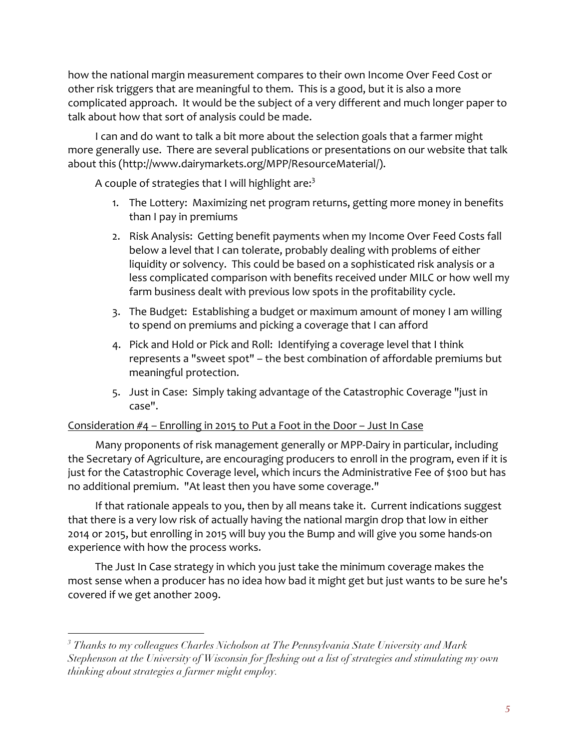how the national margin measurement compares to their own Income Over Feed Cost or other risk triggers that are meaningful to them. This is a good, but it is also a more complicated approach. It would be the subject of a very different and much longer paper to talk about how that sort of analysis could be made.

I can and do want to talk a bit more about the selection goals that a farmer might more generally use. There are several publications or presentations on our website that talk about this (http://www.dairymarkets.org/MPP/ResourceMaterial/).

A couple of strategies that I will highlight are:[3]

1. The Lottery: Maximizing net program returns, getting more money in benefits than I pay in premiums
2. Risk Analysis: Getting benefit payments when my Income Over Feed Costs fall below a level that I can tolerate, probably dealing with problems of either liquidity or solvency. This could be based on a sophisticated risk analysis or a less complicated comparison with benefits received under MILC or how well my farm business dealt with previous low spots in the profitability cycle.
3. The Budget: Establishing a budget or maximum amount of money I am willing to spend on premiums and picking a coverage that I can afford
4. Pick and Hold or Pick and Roll: Identifying a coverage level that I think represents a "sweet spot" – the best combination of affordable premiums but meaningful protection.
5. Just in Case: Simply taking advantage of the Catastrophic Coverage "just in case".

<u>Consideration #4 – Enrolling in 2015 to Put a Foot in the Door – Just In Case</u>

Many proponents of risk management generally or MPP-Dairy in particular, including the Secretary of Agriculture, are encouraging producers to enroll in the program, even if it is just for the Catastrophic Coverage level, which incurs the Administrative Fee of $100 but has no additional premium. "At least then you have some coverage."

If that rationale appeals to you, then by all means take it. Current indications suggest that there is a very low risk of actually having the national margin drop that low in either 2014 or 2015, but enrolling in 2015 will buy you the Bump and will give you some hands-on experience with how the process works.

The Just In Case strategy in which you just take the minimum coverage makes the most sense when a producer has no idea how bad it might get but just wants to be sure he's covered if we get another 2009.

---

[3] *Thanks to my colleagues Charles Nicholson at The Pennsylvania State University and Mark Stephenson at the University of Wisconsin for fleshing out a list of strategies and stimulating my own thinking about strategies a farmer might employ.*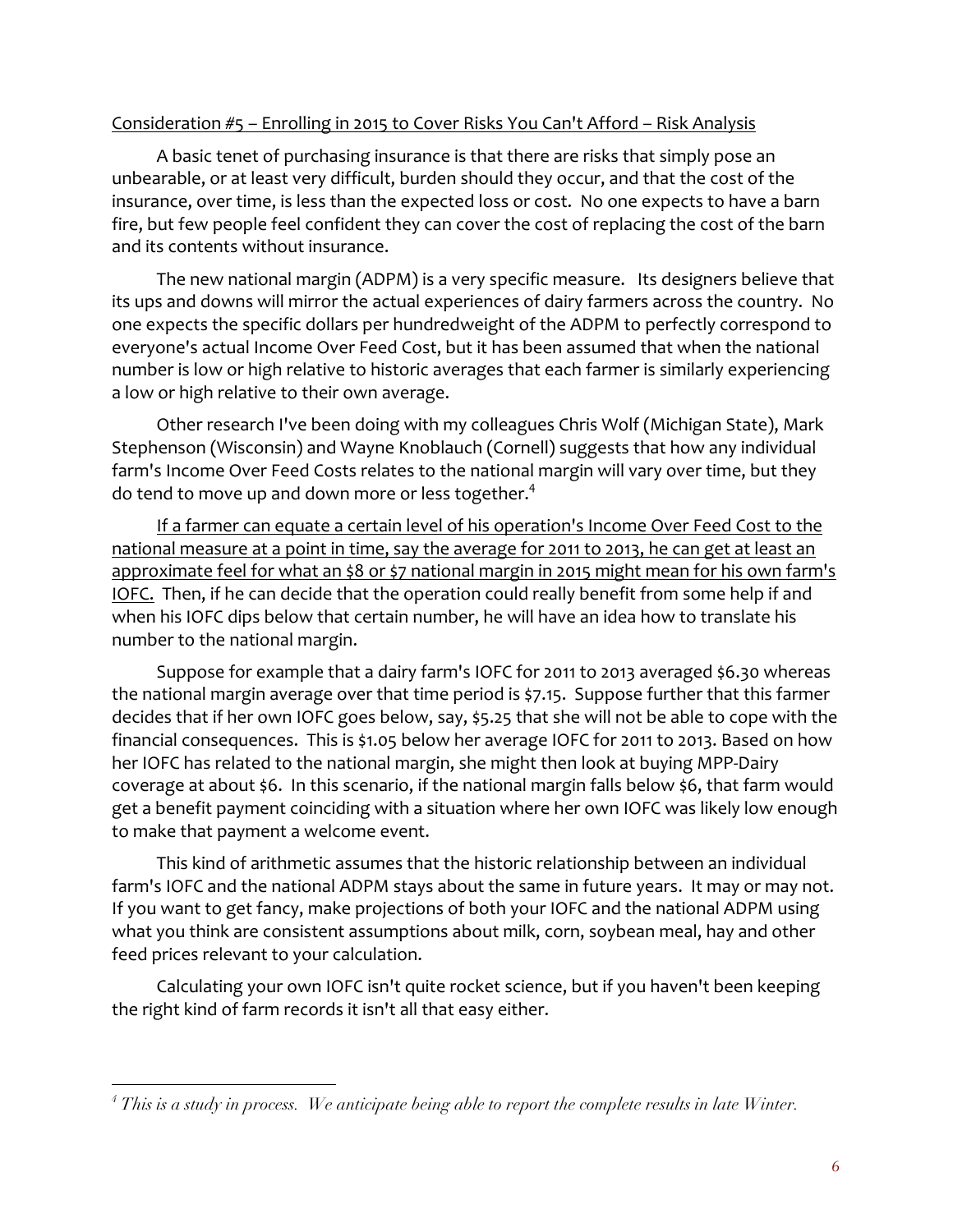<u>Consideration #5 – Enrolling in 2015 to Cover Risks You Can't Afford – Risk Analysis</u>

A basic tenet of purchasing insurance is that there are risks that simply pose an unbearable, or at least very difficult, burden should they occur, and that the cost of the insurance, over time, is less than the expected loss or cost. No one expects to have a barn fire, but few people feel confident they can cover the cost of replacing the cost of the barn and its contents without insurance.

The new national margin (ADPM) is a very specific measure. Its designers believe that its ups and downs will mirror the actual experiences of dairy farmers across the country. No one expects the specific dollars per hundredweight of the ADPM to perfectly correspond to everyone's actual Income Over Feed Cost, but it has been assumed that when the national number is low or high relative to historic averages that each farmer is similarly experiencing a low or high relative to their own average.

Other research I've been doing with my colleagues Chris Wolf (Michigan State), Mark Stephenson (Wisconsin) and Wayne Knoblauch (Cornell) suggests that how any individual farm's Income Over Feed Costs relates to the national margin will vary over time, but they do tend to move up and down more or less together.[4]

<u>If a farmer can equate a certain level of his operation's Income Over Feed Cost to the national measure at a point in time, say the average for 2011 to 2013, he can get at least an approximate feel for what an $8 or $7 national margin in 2015 might mean for his own farm's IOFC.</u> Then, if he can decide that the operation could really benefit from some help if and when his IOFC dips below that certain number, he will have an idea how to translate his number to the national margin.

Suppose for example that a dairy farm's IOFC for 2011 to 2013 averaged $6.30 whereas the national margin average over that time period is $7.15. Suppose further that this farmer decides that if her own IOFC goes below, say, $5.25 that she will not be able to cope with the financial consequences. This is $1.05 below her average IOFC for 2011 to 2013. Based on how her IOFC has related to the national margin, she might then look at buying MPP-Dairy coverage at about $6. In this scenario, if the national margin falls below $6, that farm would get a benefit payment coinciding with a situation where her own IOFC was likely low enough to make that payment a welcome event.

This kind of arithmetic assumes that the historic relationship between an individual farm's IOFC and the national ADPM stays about the same in future years. It may or may not. If you want to get fancy, make projections of both your IOFC and the national ADPM using what you think are consistent assumptions about milk, corn, soybean meal, hay and other feed prices relevant to your calculation.

Calculating your own IOFC isn't quite rocket science, but if you haven't been keeping the right kind of farm records it isn't all that easy either.

---

[4] *This is a study in process. We anticipate being able to report the complete results in late Winter.*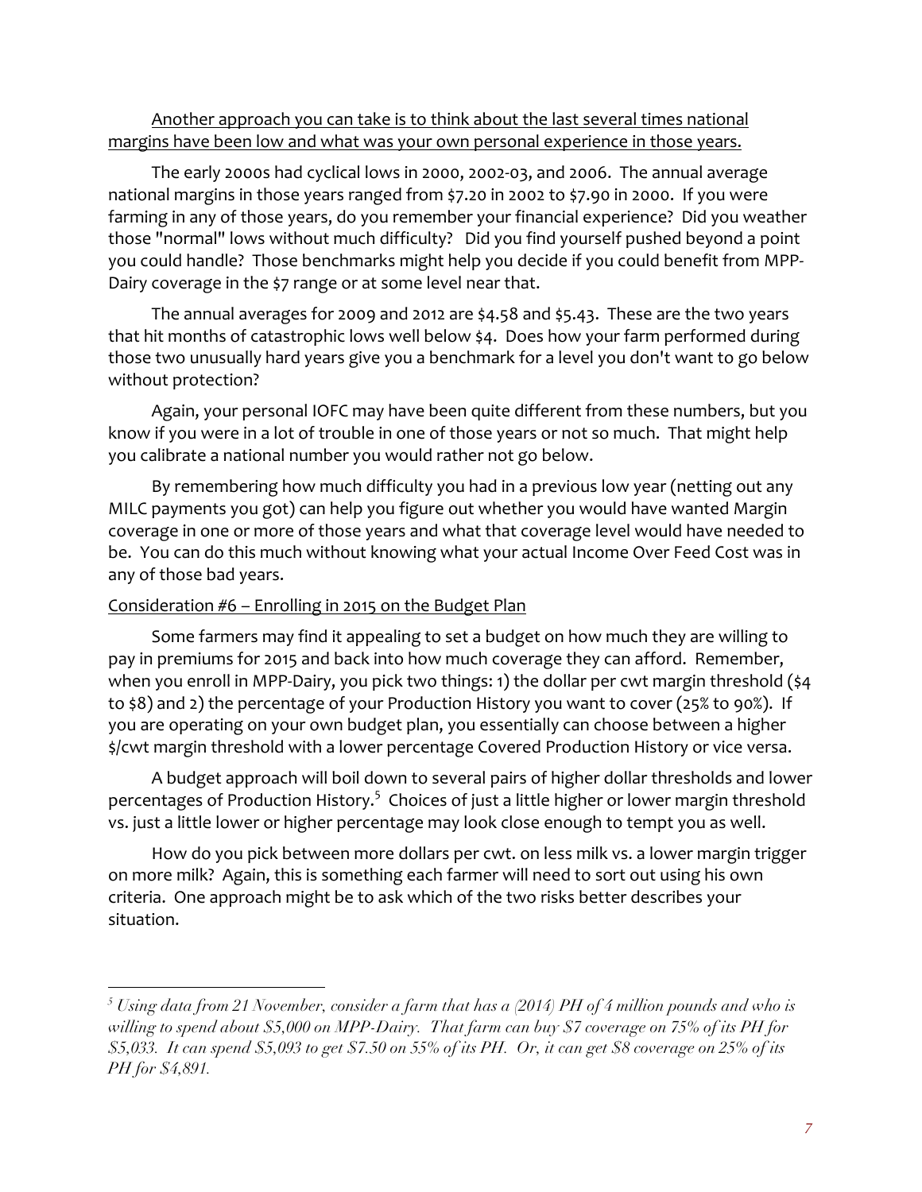<u>Another approach you can take is to think about the last several times national margins have been low and what was your own personal experience in those years.</u>

The early 2000s had cyclical lows in 2000, 2002-03, and 2006. The annual average national margins in those years ranged from $7.20 in 2002 to $7.90 in 2000. If you were farming in any of those years, do you remember your financial experience? Did you weather those "normal" lows without much difficulty? Did you find yourself pushed beyond a point you could handle? Those benchmarks might help you decide if you could benefit from MPP-Dairy coverage in the $7 range or at some level near that.

The annual averages for 2009 and 2012 are $4.58 and $5.43. These are the two years that hit months of catastrophic lows well below $4. Does how your farm performed during those two unusually hard years give you a benchmark for a level you don't want to go below without protection?

Again, your personal IOFC may have been quite different from these numbers, but you know if you were in a lot of trouble in one of those years or not so much. That might help you calibrate a national number you would rather not go below.

By remembering how much difficulty you had in a previous low year (netting out any MILC payments you got) can help you figure out whether you would have wanted Margin coverage in one or more of those years and what that coverage level would have needed to be. You can do this much without knowing what your actual Income Over Feed Cost was in any of those bad years.

## <u>Consideration #6 – Enrolling in 2015 on the Budget Plan</u>

Some farmers may find it appealing to set a budget on how much they are willing to pay in premiums for 2015 and back into how much coverage they can afford. Remember, when you enroll in MPP-Dairy, you pick two things: 1) the dollar per cwt margin threshold ($4 to $8) and 2) the percentage of your Production History you want to cover (25% to 90%). If you are operating on your own budget plan, you essentially can choose between a higher $/cwt margin threshold with a lower percentage Covered Production History or vice versa.

A budget approach will boil down to several pairs of higher dollar thresholds and lower percentages of Production History.[5] Choices of just a little higher or lower margin threshold vs. just a little lower or higher percentage may look close enough to tempt you as well.

How do you pick between more dollars per cwt. on less milk vs. a lower margin trigger on more milk? Again, this is something each farmer will need to sort out using his own criteria. One approach might be to ask which of the two risks better describes your situation.

---

[5] *Using data from 21 November, consider a farm that has a (2014) PH of 4 million pounds and who is willing to spend about $5,000 on MPP-Dairy. That farm can buy $7 coverage on 75% of its PH for $5,033. It can spend $5,093 to get $7.50 on 55% of its PH. Or, it can get $8 coverage on 25% of its PH for $4,891.*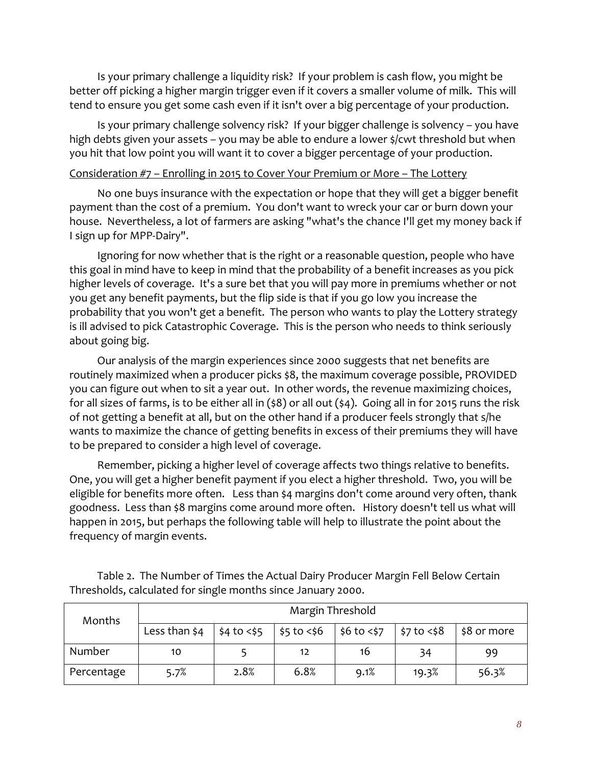Is your primary challenge a liquidity risk? If your problem is cash flow, you might be better off picking a higher margin trigger even if it covers a smaller volume of milk. This will tend to ensure you get some cash even if it isn't over a big percentage of your production.

Is your primary challenge solvency risk? If your bigger challenge is solvency – you have high debts given your assets – you may be able to endure a lower $/cwt threshold but when you hit that low point you will want it to cover a bigger percentage of your production.

Consideration #7 – Enrolling in 2015 to Cover Your Premium or More – The Lottery

No one buys insurance with the expectation or hope that they will get a bigger benefit payment than the cost of a premium. You don't want to wreck your car or burn down your house. Nevertheless, a lot of farmers are asking "what's the chance I'll get my money back if I sign up for MPP-Dairy".

Ignoring for now whether that is the right or a reasonable question, people who have this goal in mind have to keep in mind that the probability of a benefit increases as you pick higher levels of coverage. It's a sure bet that you will pay more in premiums whether or not you get any benefit payments, but the flip side is that if you go low you increase the probability that you won't get a benefit. The person who wants to play the Lottery strategy is ill advised to pick Catastrophic Coverage. This is the person who needs to think seriously about going big.

Our analysis of the margin experiences since 2000 suggests that net benefits are routinely maximized when a producer picks $8, the maximum coverage possible, PROVIDED you can figure out when to sit a year out. In other words, the revenue maximizing choices, for all sizes of farms, is to be either all in ($8) or all out ($4). Going all in for 2015 runs the risk of not getting a benefit at all, but on the other hand if a producer feels strongly that s/he wants to maximize the chance of getting benefits in excess of their premiums they will have to be prepared to consider a high level of coverage.

Remember, picking a higher level of coverage affects two things relative to benefits. One, you will get a higher benefit payment if you elect a higher threshold. Two, you will be eligible for benefits more often. Less than $4 margins don't come around very often, thank goodness. Less than $8 margins come around more often. History doesn't tell us what will happen in 2015, but perhaps the following table will help to illustrate the point about the frequency of margin events.

Table 2. The Number of Times the Actual Dairy Producer Margin Fell Below Certain Thresholds, calculated for single months since January 2000.

| Months | Margin Threshold | | | | | |
|---|---|---|---|---|---|---|
| | Less than $4 | $4 to <$5 | $5 to <$6 | $6 to <$7 | $7 to <$8 | $8 or more |
| Number | 10 | 5 | 12 | 16 | 34 | 99 |
| Percentage | 5.7% | 2.8% | 6.8% | 9.1% | 19.3% | 56.3% |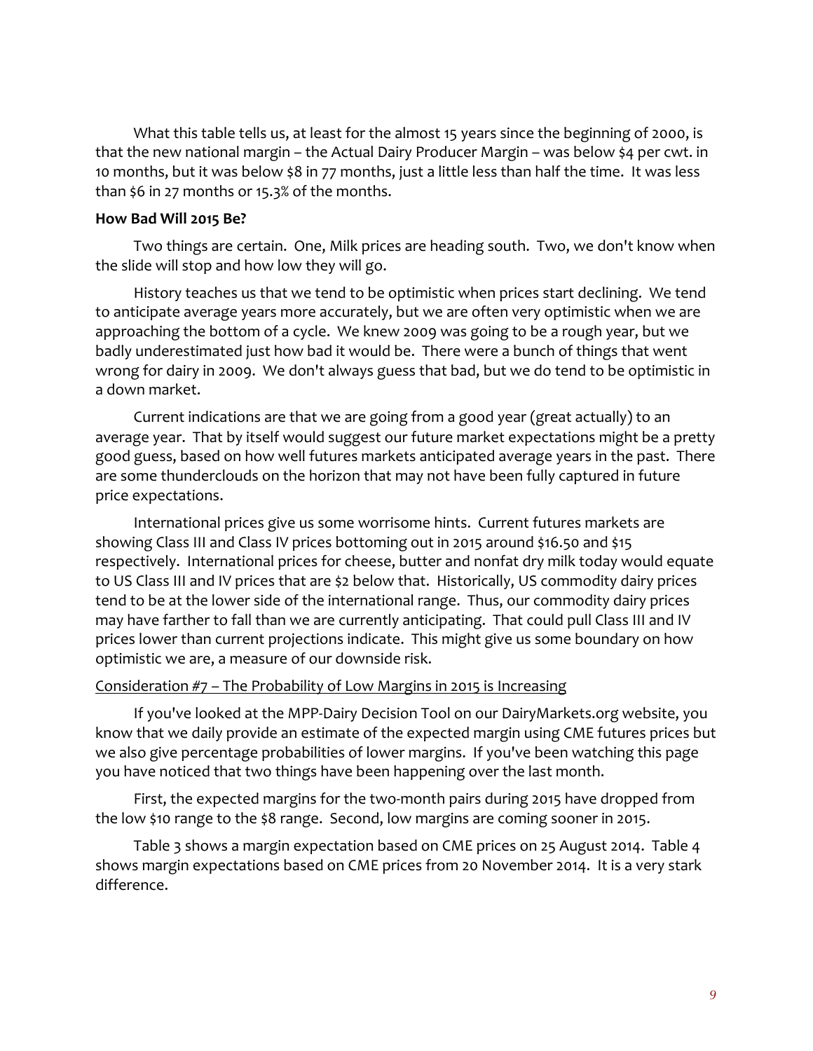What this table tells us, at least for the almost 15 years since the beginning of 2000, is that the new national margin – the Actual Dairy Producer Margin – was below $4 per cwt. in 10 months, but it was below $8 in 77 months, just a little less than half the time. It was less than $6 in 27 months or 15.3% of the months.

**How Bad Will 2015 Be?**

Two things are certain. One, Milk prices are heading south. Two, we don't know when the slide will stop and how low they will go.

History teaches us that we tend to be optimistic when prices start declining. We tend to anticipate average years more accurately, but we are often very optimistic when we are approaching the bottom of a cycle. We knew 2009 was going to be a rough year, but we badly underestimated just how bad it would be. There were a bunch of things that went wrong for dairy in 2009. We don't always guess that bad, but we do tend to be optimistic in a down market.

Current indications are that we are going from a good year (great actually) to an average year. That by itself would suggest our future market expectations might be a pretty good guess, based on how well futures markets anticipated average years in the past. There are some thunderclouds on the horizon that may not have been fully captured in future price expectations.

International prices give us some worrisome hints. Current futures markets are showing Class III and Class IV prices bottoming out in 2015 around $16.50 and $15 respectively. International prices for cheese, butter and nonfat dry milk today would equate to US Class III and IV prices that are $2 below that. Historically, US commodity dairy prices tend to be at the lower side of the international range. Thus, our commodity dairy prices may have farther to fall than we are currently anticipating. That could pull Class III and IV prices lower than current projections indicate. This might give us some boundary on how optimistic we are, a measure of our downside risk.

<u>Consideration #7 – The Probability of Low Margins in 2015 is Increasing</u>

If you've looked at the MPP-Dairy Decision Tool on our DairyMarkets.org website, you know that we daily provide an estimate of the expected margin using CME futures prices but we also give percentage probabilities of lower margins. If you've been watching this page you have noticed that two things have been happening over the last month.

First, the expected margins for the two-month pairs during 2015 have dropped from the low $10 range to the $8 range. Second, low margins are coming sooner in 2015.

Table 3 shows a margin expectation based on CME prices on 25 August 2014. Table 4 shows margin expectations based on CME prices from 20 November 2014. It is a very stark difference.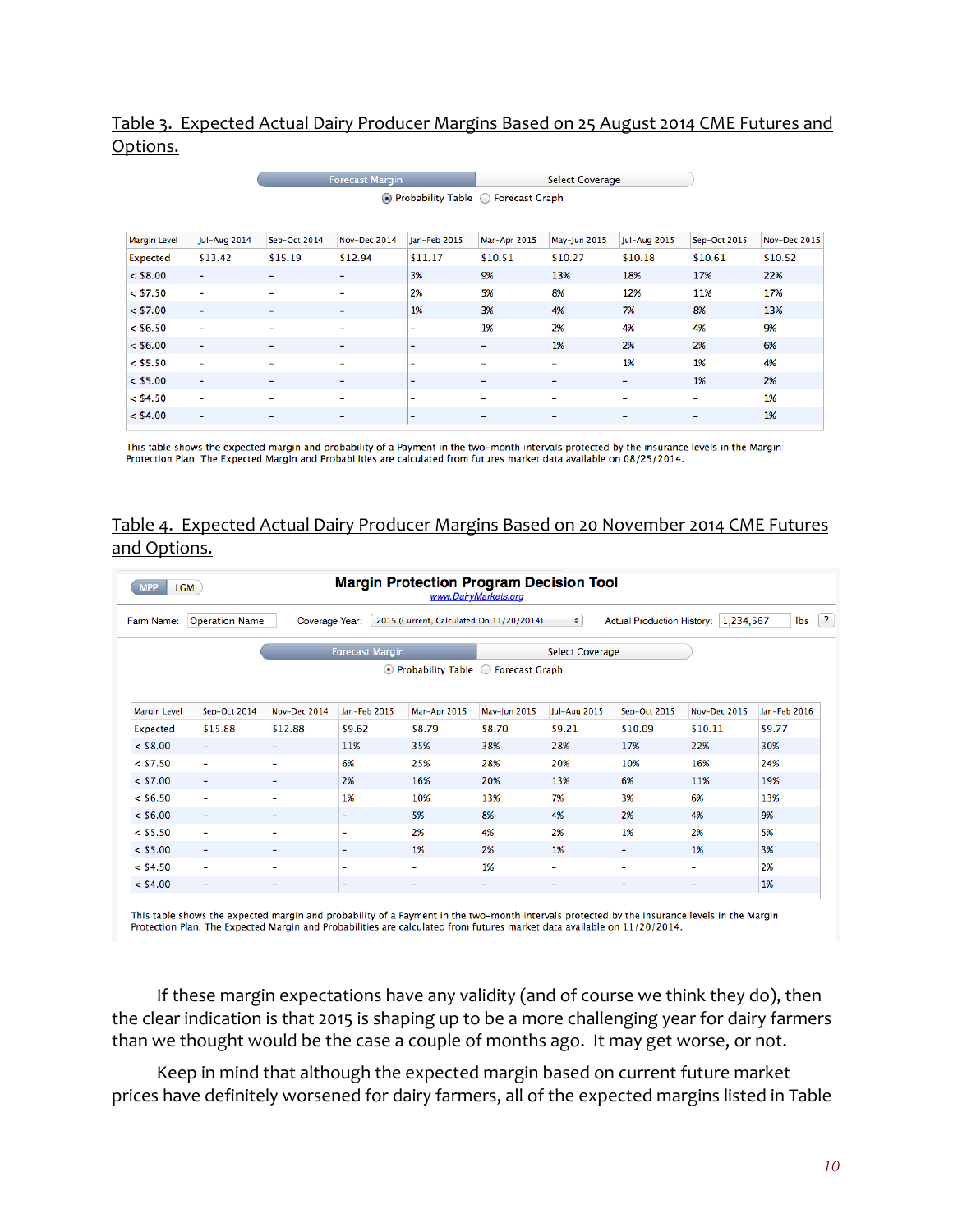Table 3. Expected Actual Dairy Producer Margins Based on 25 August 2014 CME Futures and Options.

Forecast Margin | Select Coverage

Probability Table | Forecast Graph

| Margin Level | Jul-Aug 2014 | Sep-Oct 2014 | Nov-Dec 2014 | Jan-Feb 2015 | Mar-Apr 2015 | May-Jun 2015 | Jul-Aug 2015 | Sep-Oct 2015 | Nov-Dec 2015 |
|---|---|---|---|---|---|---|---|---|---|
| Expected | $13.42 | $15.19 | $12.94 | $11.17 | $10.51 | $10.27 | $10.18 | $10.61 | $10.52 |
| < $8.00 | - | - | - | 3% | 9% | 13% | 18% | 17% | 22% |
| < $7.50 | - | - | - | 2% | 5% | 8% | 12% | 11% | 17% |
| < $7.00 | - | - | - | 1% | 3% | 4% | 7% | 8% | 13% |
| < $6.50 | - | - | - | - | 1% | 2% | 4% | 4% | 9% |
| < $6.00 | - | - | - | - | - | 1% | 2% | 2% | 6% |
| < $5.50 | - | - | - | - | - | - | 1% | 1% | 4% |
| < $5.00 | - | - | - | - | - | - | - | 1% | 2% |
| < $4.50 | - | - | - | - | - | - | - | - | 1% |
| < $4.00 | - | - | - | - | - | - | - | - | 1% |

This table shows the expected margin and probability of a Payment in the two-month intervals protected by the insurance levels in the Margin Protection Plan. The Expected Margin and Probabilities are calculated from futures market data available on 08/25/2014.

Table 4. Expected Actual Dairy Producer Margins Based on 20 November 2014 CME Futures and Options.

MPP | LGM

**Margin Protection Program Decision Tool**

www.DairyMarkets.org

Farm Name: Operation Name | Coverage Year: 2015 (Current, Calculated On 11/20/2014) | Actual Production History: 1,234,567 lbs

Forecast Margin | Select Coverage

Probability Table | Forecast Graph

| Margin Level | Sep-Oct 2014 | Nov-Dec 2014 | Jan-Feb 2015 | Mar-Apr 2015 | May-Jun 2015 | Jul-Aug 2015 | Sep-Oct 2015 | Nov-Dec 2015 | Jan-Feb 2016 |
|---|---|---|---|---|---|---|---|---|---|
| Expected | $15.88 | $12.88 | $9.62 | $8.79 | $8.70 | $9.21 | $10.09 | $10.11 | $9.77 |
| < $8.00 | - | - | 11% | 35% | 38% | 28% | 17% | 22% | 30% |
| < $7.50 | - | - | 6% | 25% | 28% | 20% | 10% | 16% | 24% |
| < $7.00 | - | - | 2% | 16% | 20% | 13% | 6% | 11% | 19% |
| < $6.50 | - | - | 1% | 10% | 13% | 7% | 3% | 6% | 13% |
| < $6.00 | - | - | - | 5% | 8% | 4% | 2% | 4% | 9% |
| < $5.50 | - | - | - | 2% | 4% | 2% | 1% | 2% | 5% |
| < $5.00 | - | - | - | 1% | 2% | 1% | - | 1% | 3% |
| < $4.50 | - | - | - | - | 1% | - | - | - | 2% |
| < $4.00 | - | - | - | - | - | - | - | - | 1% |

This table shows the expected margin and probability of a Payment in the two-month intervals protected by the insurance levels in the Margin Protection Plan. The Expected Margin and Probabilities are calculated from futures market data available on 11/20/2014.

If these margin expectations have any validity (and of course we think they do), then the clear indication is that 2015 is shaping up to be a more challenging year for dairy farmers than we thought would be the case a couple of months ago. It may get worse, or not.

Keep in mind that although the expected margin based on current future market prices have definitely worsened for dairy farmers, all of the expected margins listed in Table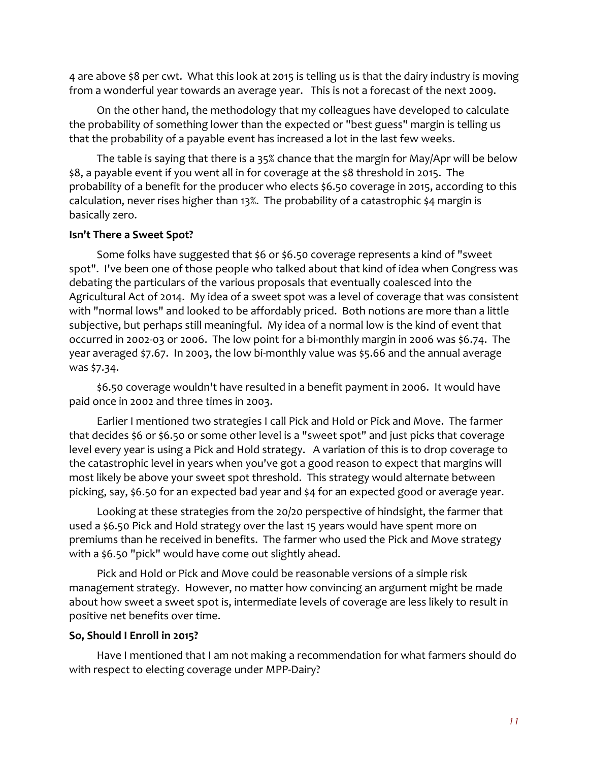4 are above $8 per cwt. What this look at 2015 is telling us is that the dairy industry is moving from a wonderful year towards an average year. This is not a forecast of the next 2009.

On the other hand, the methodology that my colleagues have developed to calculate the probability of something lower than the expected or "best guess" margin is telling us that the probability of a payable event has increased a lot in the last few weeks.

The table is saying that there is a 35% chance that the margin for May/Apr will be below $8, a payable event if you went all in for coverage at the $8 threshold in 2015. The probability of a benefit for the producer who elects $6.50 coverage in 2015, according to this calculation, never rises higher than 13%. The probability of a catastrophic $4 margin is basically zero.

**Isn't There a Sweet Spot?**

Some folks have suggested that $6 or $6.50 coverage represents a kind of "sweet spot". I've been one of those people who talked about that kind of idea when Congress was debating the particulars of the various proposals that eventually coalesced into the Agricultural Act of 2014. My idea of a sweet spot was a level of coverage that was consistent with "normal lows" and looked to be affordably priced. Both notions are more than a little subjective, but perhaps still meaningful. My idea of a normal low is the kind of event that occurred in 2002-03 or 2006. The low point for a bi-monthly margin in 2006 was $6.74. The year averaged $7.67. In 2003, the low bi-monthly value was $5.66 and the annual average was $7.34.

$6.50 coverage wouldn't have resulted in a benefit payment in 2006. It would have paid once in 2002 and three times in 2003.

Earlier I mentioned two strategies I call Pick and Hold or Pick and Move. The farmer that decides $6 or $6.50 or some other level is a "sweet spot" and just picks that coverage level every year is using a Pick and Hold strategy. A variation of this is to drop coverage to the catastrophic level in years when you've got a good reason to expect that margins will most likely be above your sweet spot threshold. This strategy would alternate between picking, say, $6.50 for an expected bad year and $4 for an expected good or average year.

Looking at these strategies from the 20/20 perspective of hindsight, the farmer that used a $6.50 Pick and Hold strategy over the last 15 years would have spent more on premiums than he received in benefits. The farmer who used the Pick and Move strategy with a $6.50 "pick" would have come out slightly ahead.

Pick and Hold or Pick and Move could be reasonable versions of a simple risk management strategy. However, no matter how convincing an argument might be made about how sweet a sweet spot is, intermediate levels of coverage are less likely to result in positive net benefits over time.

**So, Should I Enroll in 2015?**

Have I mentioned that I am not making a recommendation for what farmers should do with respect to electing coverage under MPP-Dairy?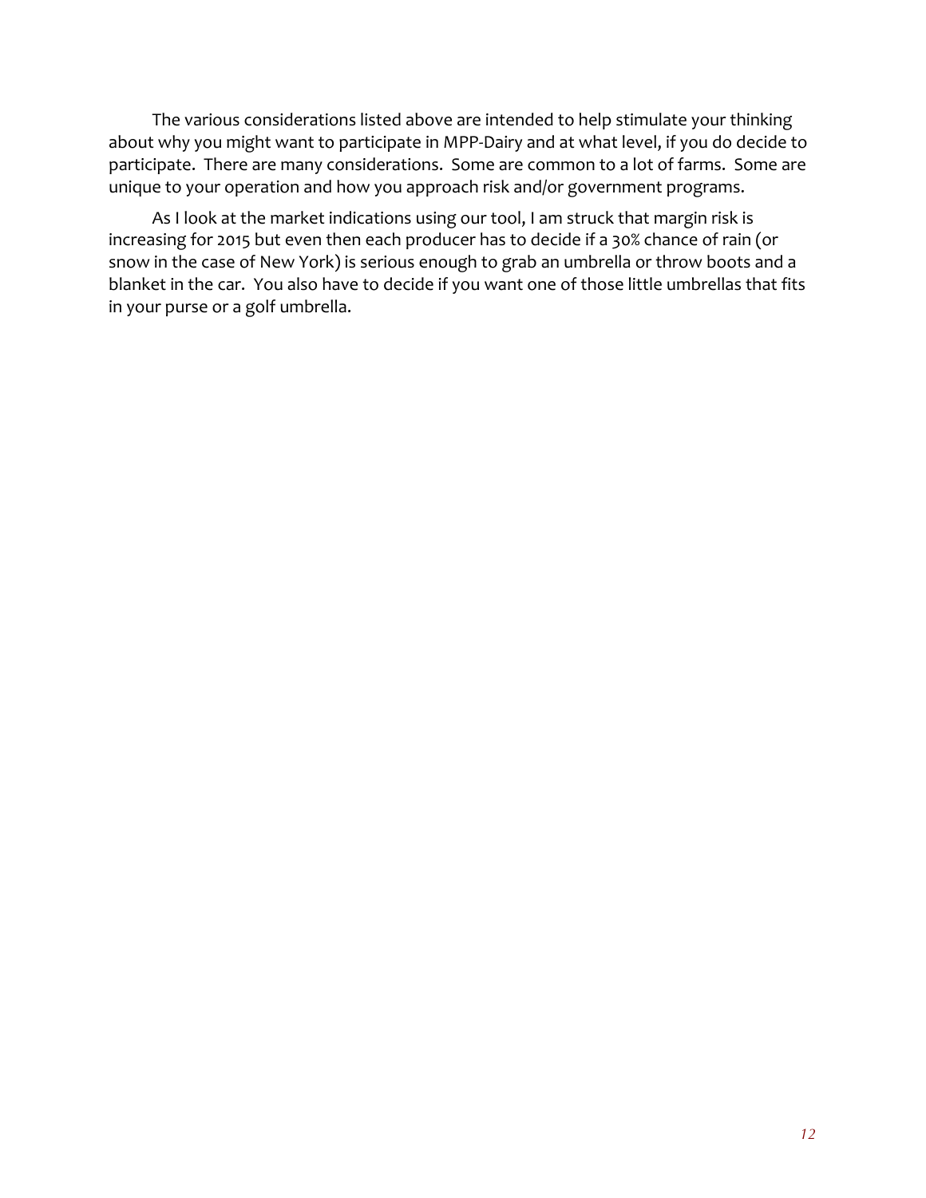The various considerations listed above are intended to help stimulate your thinking about why you might want to participate in MPP-Dairy and at what level, if you do decide to participate. There are many considerations. Some are common to a lot of farms. Some are unique to your operation and how you approach risk and/or government programs.

As I look at the market indications using our tool, I am struck that margin risk is increasing for 2015 but even then each producer has to decide if a 30% chance of rain (or snow in the case of New York) is serious enough to grab an umbrella or throw boots and a blanket in the car. You also have to decide if you want one of those little umbrellas that fits in your purse or a golf umbrella.